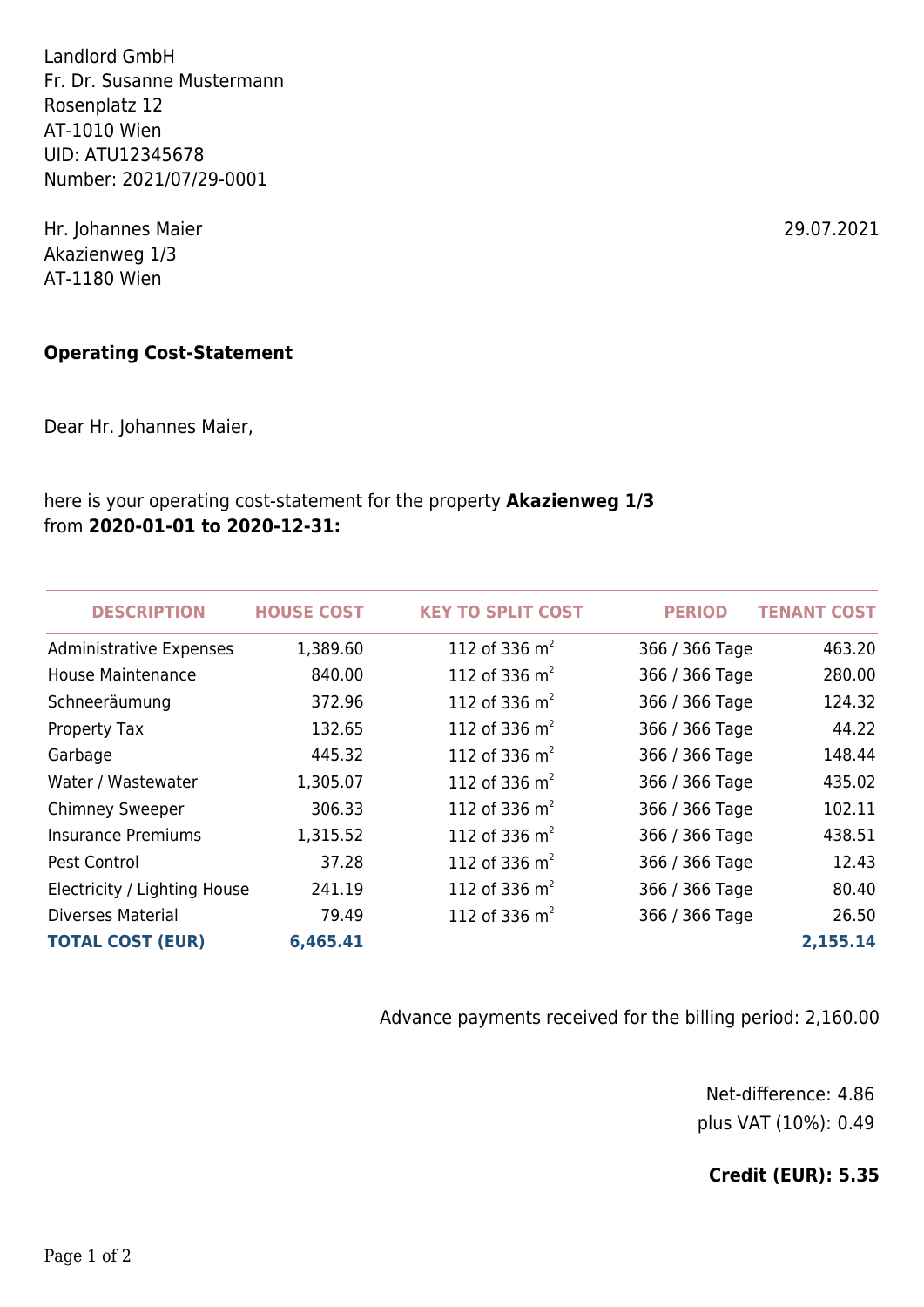Landlord GmbH
Fr. Dr. Susanne Mustermann
Rosenplatz 12
AT-1010 Wien
UID: ATU12345678
Number: 2021/07/29-0001

Hr. Johannes Maier
Akazienweg 1/3
AT-1180 Wien

29.07.2021

**Operating Cost-Statement**

Dear Hr. Johannes Maier,

here is your operating cost-statement for the property **Akazienweg 1/3** from **2020-01-01 to 2020-12-31:**

| DESCRIPTION | HOUSE COST | KEY TO SPLIT COST | PERIOD | TENANT COST |
|---|---|---|---|---|
| Administrative Expenses | 1,389.60 | 112 of 336 $m^2$ | 366 / 366 Tage | 463.20 |
| House Maintenance | 840.00 | 112 of 336 $m^2$ | 366 / 366 Tage | 280.00 |
| Schneeräumung | 372.96 | 112 of 336 $m^2$ | 366 / 366 Tage | 124.32 |
| Property Tax | 132.65 | 112 of 336 $m^2$ | 366 / 366 Tage | 44.22 |
| Garbage | 445.32 | 112 of 336 $m^2$ | 366 / 366 Tage | 148.44 |
| Water / Wastewater | 1,305.07 | 112 of 336 $m^2$ | 366 / 366 Tage | 435.02 |
| Chimney Sweeper | 306.33 | 112 of 336 $m^2$ | 366 / 366 Tage | 102.11 |
| Insurance Premiums | 1,315.52 | 112 of 336 $m^2$ | 366 / 366 Tage | 438.51 |
| Pest Control | 37.28 | 112 of 336 $m^2$ | 366 / 366 Tage | 12.43 |
| Electricity / Lighting House | 241.19 | 112 of 336 $m^2$ | 366 / 366 Tage | 80.40 |
| Diverses Material | 79.49 | 112 of 336 $m^2$ | 366 / 366 Tage | 26.50 |
| **TOTAL COST (EUR)** | **6,465.41** | | | **2,155.14** |

Advance payments received for the billing period: 2,160.00

Net-difference: 4.86
plus VAT (10%): 0.49

**Credit (EUR): 5.35**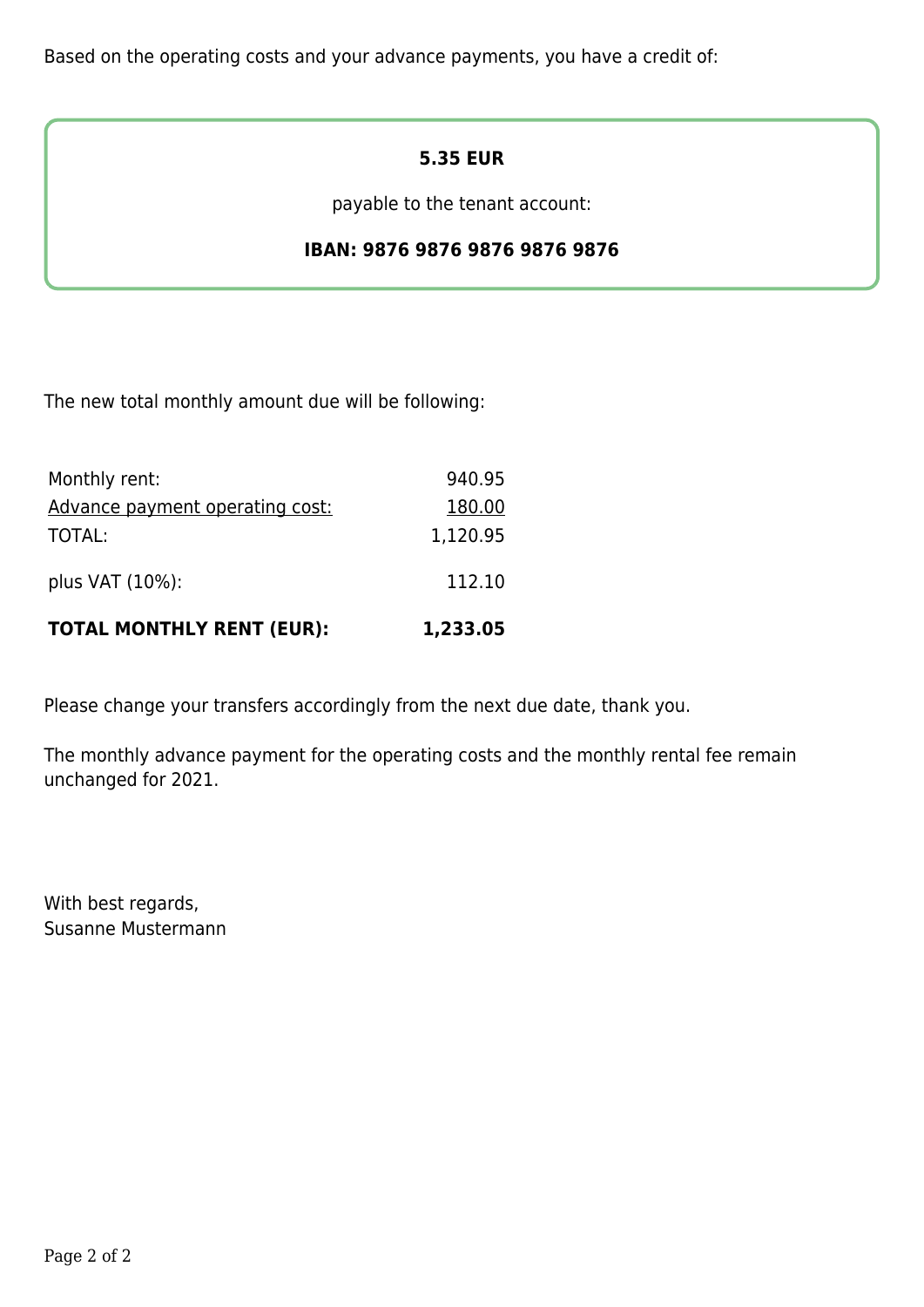Based on the operating costs and your advance payments, you have a credit of:

**5.35 EUR**

payable to the tenant account:

**IBAN: 9876 9876 9876 9876 9876**

The new total monthly amount due will be following:

| | |
|---|---|
| Monthly rent: | 940.95 |
| Advance payment operating cost: | 180.00 |
| TOTAL: | 1,120.95 |
| plus VAT (10%): | 112.10 |
| **TOTAL MONTHLY RENT (EUR):** | **1,233.05** |

Please change your transfers accordingly from the next due date, thank you.

The monthly advance payment for the operating costs and the monthly rental fee remain unchanged for 2021.

With best regards,
Susanne Mustermann